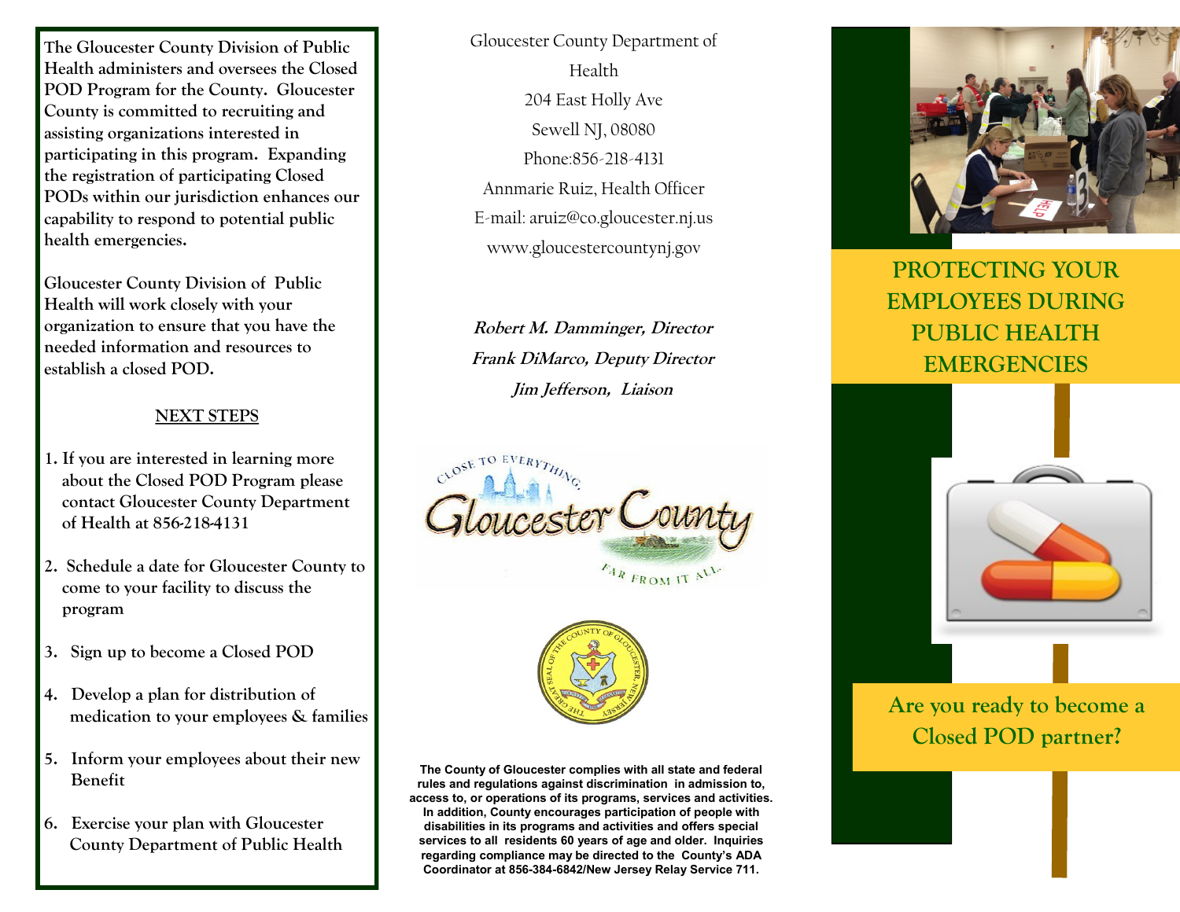The Gloucester County Division of Public Health administers and oversees the Closed POD Program for the County. Gloucester County is committed to recruiting and assisting organizations interested in participating in this program. Expanding the registration of participating Closed PODs within our jurisdiction enhances our capability to respond to potential public health emergencies.

Gloucester County Division of Public Health will work closely with your organization to ensure that you have the needed information and resources to establish a closed POD.

## NEXT STEPS

1. If you are interested in learning more about the Closed POD Program please contact Gloucester County Department of Health at 856-218-4131
2. Schedule a date for Gloucester County to come to your facility to discuss the program
3. Sign up to become a Closed POD
4. Develop a plan for distribution of medication to your employees & families
5. Inform your employees about their new Benefit
6. Exercise your plan with Gloucester County Department of Public Health

Gloucester County Department of Health
204 East Holly Ave
Sewell NJ, 08080
Phone:856-218-4131
Annmarie Ruiz, Health Officer
E-mail: aruiz@co.gloucester.nj.us
www.gloucestercountynj.gov

***Robert M. Damminger, Director***
***Frank DiMarco, Deputy Director***
***Jim Jefferson, Liaison***

**The County of Gloucester complies with all state and federal rules and regulations against discrimination in admission to, access to, or operations of its programs, services and activities. In addition, County encourages participation of people with disabilities in its programs and activities and offers special services to all residents 60 years of age and older. Inquiries regarding compliance may be directed to the County's ADA Coordinator at 856-384-6842/New Jersey Relay Service 711.**

# PROTECTING YOUR EMPLOYEES DURING PUBLIC HEALTH EMERGENCIES

## Are you ready to become a Closed POD partner?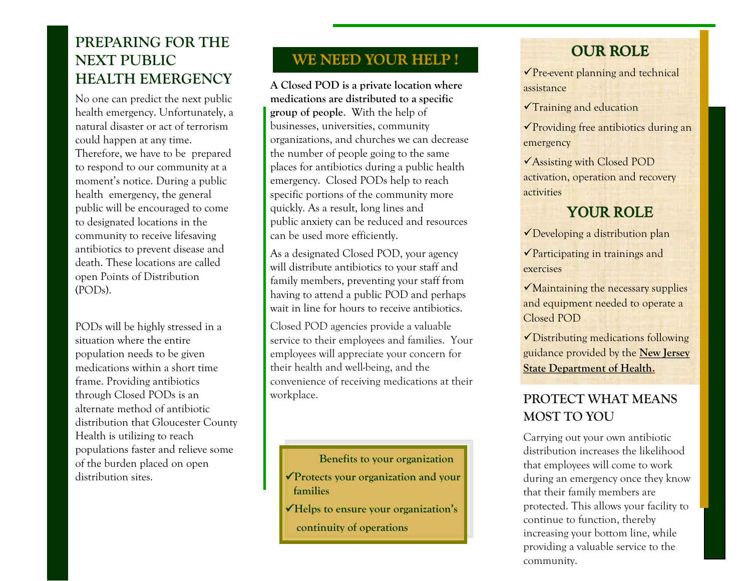## PREPARING FOR THE NEXT PUBLIC HEALTH EMERGENCY

No one can predict the next public health emergency. Unfortunately, a natural disaster or act of terrorism could happen at any time. Therefore, we have to be prepared to respond to our community at a moment's notice. During a public health emergency, the general public will be encouraged to come to designated locations in the community to receive lifesaving antibiotics to prevent disease and death. These locations are called open Points of Distribution (PODs).

PODs will be highly stressed in a situation where the entire population needs to be given medications within a short time frame. Providing antibiotics through Closed PODs is an alternate method of antibiotic distribution that Gloucester County Health is utilizing to reach populations faster and relieve some of the burden placed on open distribution sites.

## WE NEED YOUR HELP !

**A Closed POD is a private location where medications are distributed to a specific group of people**. With the help of businesses, universities, community organizations, and churches we can decrease the number of people going to the same places for antibiotics during a public health emergency. Closed PODs help to reach specific portions of the community more quickly. As a result, long lines and public anxiety can be reduced and resources can be used more efficiently.

As a designated Closed POD, your agency will distribute antibiotics to your staff and family members, preventing your staff from having to attend a public POD and perhaps wait in line for hours to receive antibiotics.

Closed POD agencies provide a valuable service to their employees and families. Your employees will appreciate your concern for their health and well-being, and the convenience of receiving medications at their workplace.

**Benefits to your organization**

- ✓**Protects your organization and your families**
- ✓**Helps to ensure your organization's continuity of operations**

## OUR ROLE

- ✓Pre-event planning and technical assistance
- ✓Training and education
- ✓Providing free antibiotics during an emergency
- ✓Assisting with Closed POD activation, operation and recovery activities

## YOUR ROLE

- ✓Developing a distribution plan
- ✓Participating in trainings and exercises
- ✓Maintaining the necessary supplies and equipment needed to operate a Closed POD
- ✓Distributing medications following guidance provided by the **New Jersey State Department of Health.**

## PROTECT WHAT MEANS MOST TO YOU

Carrying out your own antibiotic distribution increases the likelihood that employees will come to work during an emergency once they know that their family members are protected. This allows your facility to continue to function, thereby increasing your bottom line, while providing a valuable service to the community.